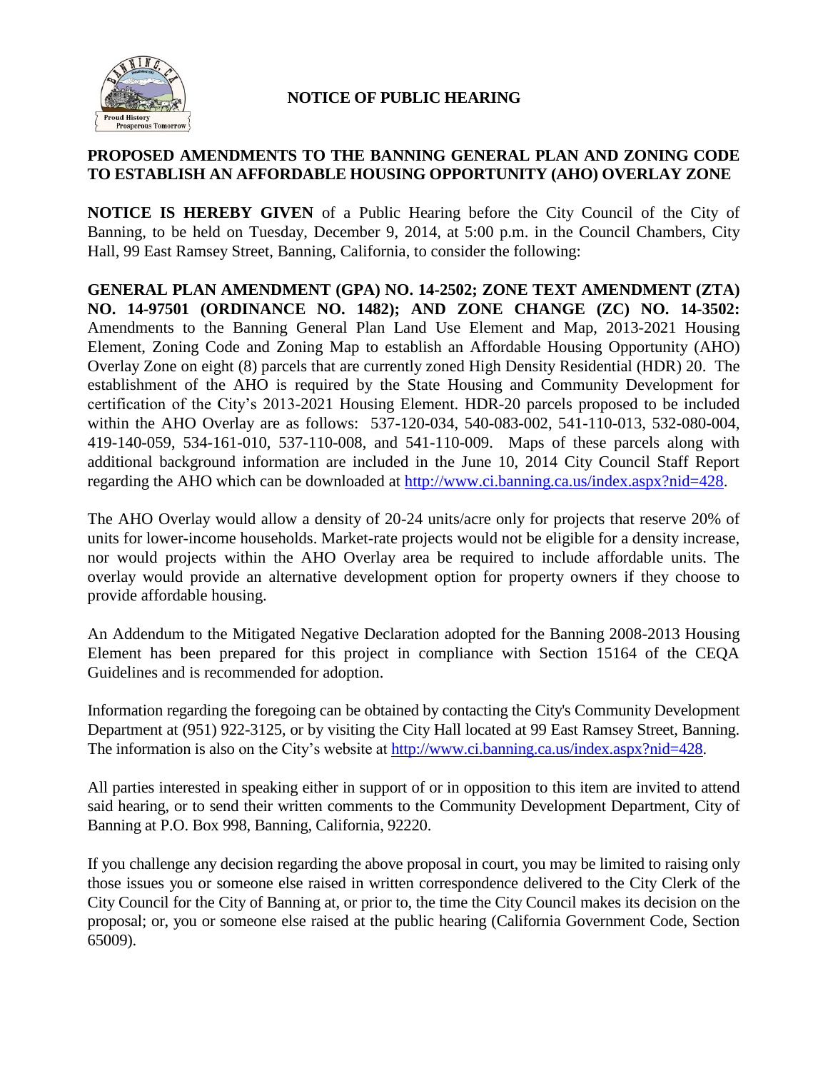# NOTICE OF PUBLIC HEARING

## PROPOSED AMENDMENTS TO THE BANNING GENERAL PLAN AND ZONING CODE TO ESTABLISH AN AFFORDABLE HOUSING OPPORTUNITY (AHO) OVERLAY ZONE

**NOTICE IS HEREBY GIVEN** of a Public Hearing before the City Council of the City of Banning, to be held on Tuesday, December 9, 2014, at 5:00 p.m. in the Council Chambers, City Hall, 99 East Ramsey Street, Banning, California, to consider the following:

**GENERAL PLAN AMENDMENT (GPA) NO. 14-2502; ZONE TEXT AMENDMENT (ZTA) NO. 14-97501 (ORDINANCE NO. 1482); AND ZONE CHANGE (ZC) NO. 14-3502:** Amendments to the Banning General Plan Land Use Element and Map, 2013-2021 Housing Element, Zoning Code and Zoning Map to establish an Affordable Housing Opportunity (AHO) Overlay Zone on eight (8) parcels that are currently zoned High Density Residential (HDR) 20. The establishment of the AHO is required by the State Housing and Community Development for certification of the City's 2013-2021 Housing Element. HDR-20 parcels proposed to be included within the AHO Overlay are as follows: 537-120-034, 540-083-002, 541-110-013, 532-080-004, 419-140-059, 534-161-010, 537-110-008, and 541-110-009. Maps of these parcels along with additional background information are included in the June 10, 2014 City Council Staff Report regarding the AHO which can be downloaded at http://www.ci.banning.ca.us/index.aspx?nid=428.

The AHO Overlay would allow a density of 20-24 units/acre only for projects that reserve 20% of units for lower-income households. Market-rate projects would not be eligible for a density increase, nor would projects within the AHO Overlay area be required to include affordable units. The overlay would provide an alternative development option for property owners if they choose to provide affordable housing.

An Addendum to the Mitigated Negative Declaration adopted for the Banning 2008-2013 Housing Element has been prepared for this project in compliance with Section 15164 of the CEQA Guidelines and is recommended for adoption.

Information regarding the foregoing can be obtained by contacting the City's Community Development Department at (951) 922-3125, or by visiting the City Hall located at 99 East Ramsey Street, Banning. The information is also on the City's website at http://www.ci.banning.ca.us/index.aspx?nid=428.

All parties interested in speaking either in support of or in opposition to this item are invited to attend said hearing, or to send their written comments to the Community Development Department, City of Banning at P.O. Box 998, Banning, California, 92220.

If you challenge any decision regarding the above proposal in court, you may be limited to raising only those issues you or someone else raised in written correspondence delivered to the City Clerk of the City Council for the City of Banning at, or prior to, the time the City Council makes its decision on the proposal; or, you or someone else raised at the public hearing (California Government Code, Section 65009).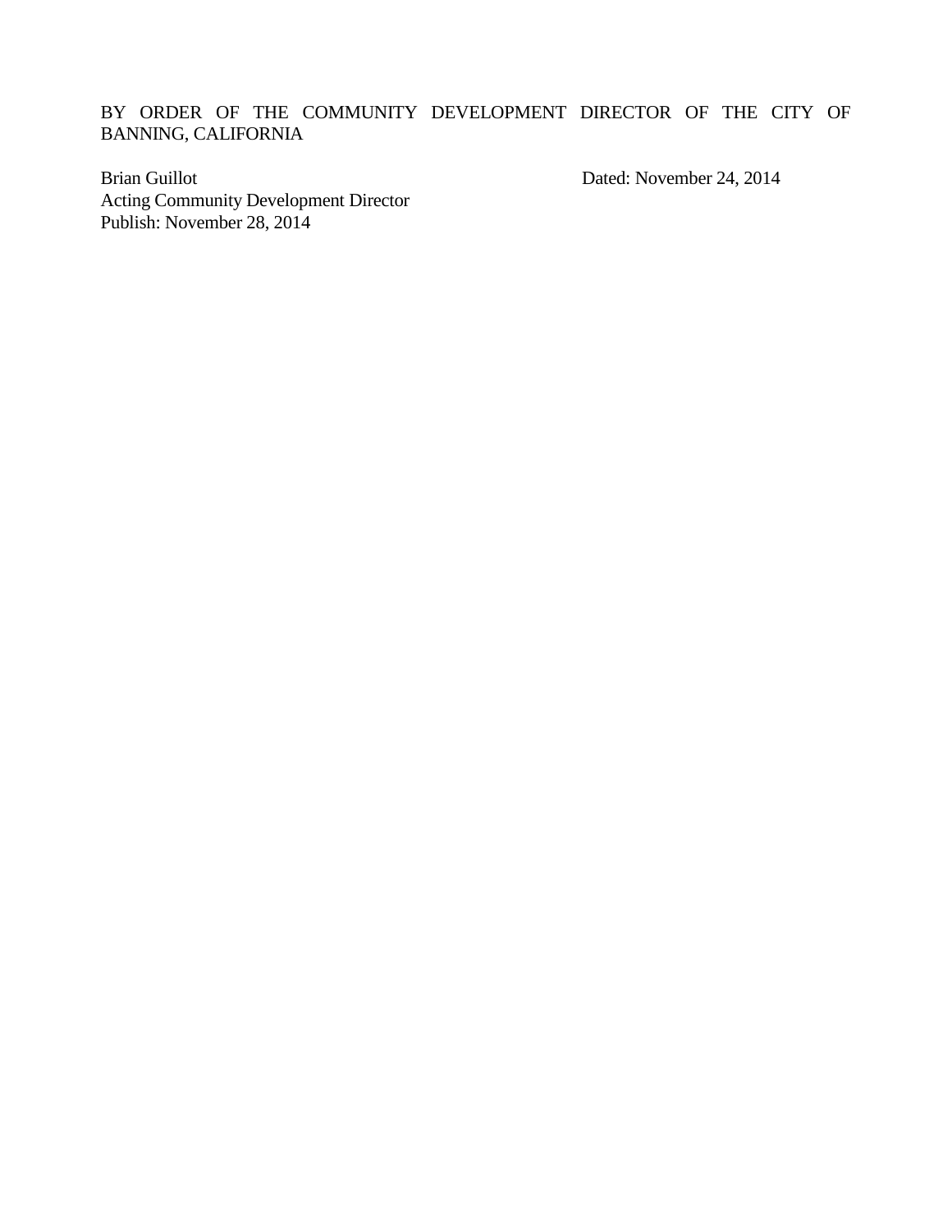BY ORDER OF THE COMMUNITY DEVELOPMENT DIRECTOR OF THE CITY OF BANNING, CALIFORNIA

Brian Guillot
Acting Community Development Director
Publish: November 28, 2014

Dated: November 24, 2014